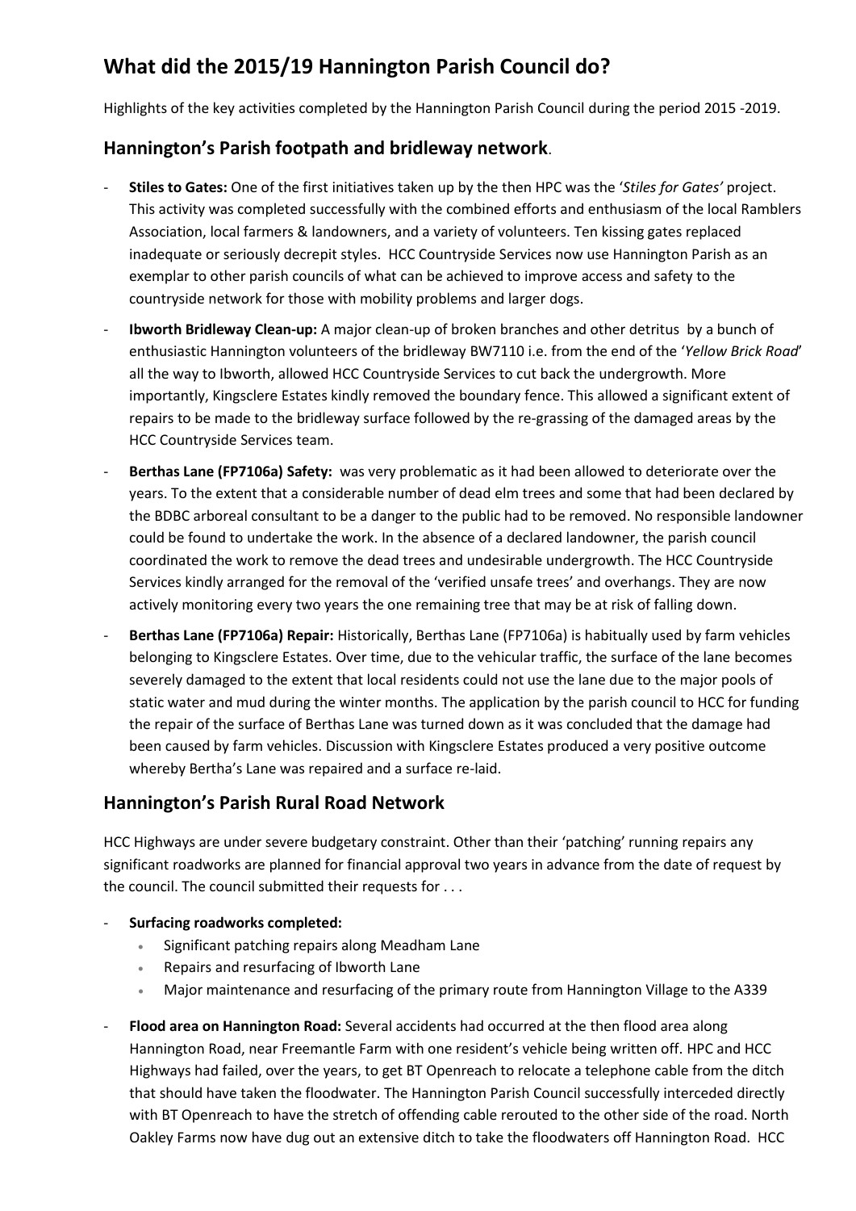# What did the 2015/19 Hannington Parish Council do?

Highlights of the key activities completed by the Hannington Parish Council during the period 2015 -2019.

## Hannington's Parish footpath and bridleway network.

- **Stiles to Gates:** One of the first initiatives taken up by the then HPC was the '*Stiles for Gates'* project. This activity was completed successfully with the combined efforts and enthusiasm of the local Ramblers Association, local farmers & landowners, and a variety of volunteers. Ten kissing gates replaced inadequate or seriously decrepit styles. HCC Countryside Services now use Hannington Parish as an exemplar to other parish councils of what can be achieved to improve access and safety to the countryside network for those with mobility problems and larger dogs.
- **Ibworth Bridleway Clean-up:** A major clean-up of broken branches and other detritus by a bunch of enthusiastic Hannington volunteers of the bridleway BW7110 i.e. from the end of the '*Yellow Brick Road*' all the way to Ibworth, allowed HCC Countryside Services to cut back the undergrowth. More importantly, Kingsclere Estates kindly removed the boundary fence. This allowed a significant extent of repairs to be made to the bridleway surface followed by the re-grassing of the damaged areas by the HCC Countryside Services team.
- **Berthas Lane (FP7106a) Safety:** was very problematic as it had been allowed to deteriorate over the years. To the extent that a considerable number of dead elm trees and some that had been declared by the BDBC arboreal consultant to be a danger to the public had to be removed. No responsible landowner could be found to undertake the work. In the absence of a declared landowner, the parish council coordinated the work to remove the dead trees and undesirable undergrowth. The HCC Countryside Services kindly arranged for the removal of the 'verified unsafe trees' and overhangs. They are now actively monitoring every two years the one remaining tree that may be at risk of falling down.
- **Berthas Lane (FP7106a) Repair:** Historically, Berthas Lane (FP7106a) is habitually used by farm vehicles belonging to Kingsclere Estates. Over time, due to the vehicular traffic, the surface of the lane becomes severely damaged to the extent that local residents could not use the lane due to the major pools of static water and mud during the winter months. The application by the parish council to HCC for funding the repair of the surface of Berthas Lane was turned down as it was concluded that the damage had been caused by farm vehicles. Discussion with Kingsclere Estates produced a very positive outcome whereby Bertha's Lane was repaired and a surface re-laid.

## Hannington's Parish Rural Road Network

HCC Highways are under severe budgetary constraint. Other than their 'patching' running repairs any significant roadworks are planned for financial approval two years in advance from the date of request by the council. The council submitted their requests for . . .

- **Surfacing roadworks completed:**
  - Significant patching repairs along Meadham Lane
  - Repairs and resurfacing of Ibworth Lane
  - Major maintenance and resurfacing of the primary route from Hannington Village to the A339
- **Flood area on Hannington Road:** Several accidents had occurred at the then flood area along Hannington Road, near Freemantle Farm with one resident's vehicle being written off. HPC and HCC Highways had failed, over the years, to get BT Openreach to relocate a telephone cable from the ditch that should have taken the floodwater. The Hannington Parish Council successfully interceded directly with BT Openreach to have the stretch of offending cable rerouted to the other side of the road. North Oakley Farms now have dug out an extensive ditch to take the floodwaters off Hannington Road. HCC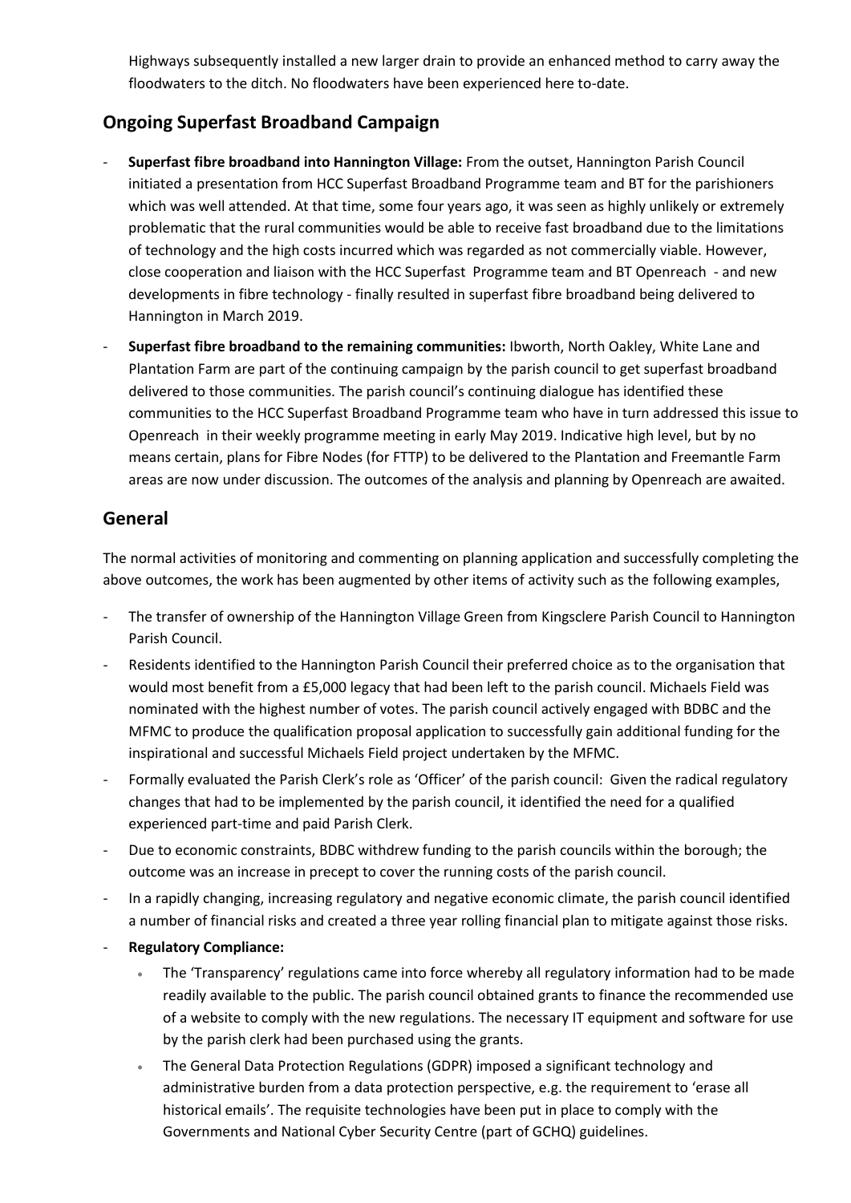Highways subsequently installed a new larger drain to provide an enhanced method to carry away the floodwaters to the ditch. No floodwaters have been experienced here to-date.

## Ongoing Superfast Broadband Campaign

- **Superfast fibre broadband into Hannington Village:** From the outset, Hannington Parish Council initiated a presentation from HCC Superfast Broadband Programme team and BT for the parishioners which was well attended. At that time, some four years ago, it was seen as highly unlikely or extremely problematic that the rural communities would be able to receive fast broadband due to the limitations of technology and the high costs incurred which was regarded as not commercially viable. However, close cooperation and liaison with the HCC Superfast Programme team and BT Openreach - and new developments in fibre technology - finally resulted in superfast fibre broadband being delivered to Hannington in March 2019.
- **Superfast fibre broadband to the remaining communities:** Ibworth, North Oakley, White Lane and Plantation Farm are part of the continuing campaign by the parish council to get superfast broadband delivered to those communities. The parish council's continuing dialogue has identified these communities to the HCC Superfast Broadband Programme team who have in turn addressed this issue to Openreach in their weekly programme meeting in early May 2019. Indicative high level, but by no means certain, plans for Fibre Nodes (for FTTP) to be delivered to the Plantation and Freemantle Farm areas are now under discussion. The outcomes of the analysis and planning by Openreach are awaited.

## General

The normal activities of monitoring and commenting on planning application and successfully completing the above outcomes, the work has been augmented by other items of activity such as the following examples,

- The transfer of ownership of the Hannington Village Green from Kingsclere Parish Council to Hannington Parish Council.
- Residents identified to the Hannington Parish Council their preferred choice as to the organisation that would most benefit from a £5,000 legacy that had been left to the parish council. Michaels Field was nominated with the highest number of votes. The parish council actively engaged with BDBC and the MFMC to produce the qualification proposal application to successfully gain additional funding for the inspirational and successful Michaels Field project undertaken by the MFMC.
- Formally evaluated the Parish Clerk's role as 'Officer' of the parish council: Given the radical regulatory changes that had to be implemented by the parish council, it identified the need for a qualified experienced part-time and paid Parish Clerk.
- Due to economic constraints, BDBC withdrew funding to the parish councils within the borough; the outcome was an increase in precept to cover the running costs of the parish council.
- In a rapidly changing, increasing regulatory and negative economic climate, the parish council identified a number of financial risks and created a three year rolling financial plan to mitigate against those risks.
- **Regulatory Compliance:**
    - The 'Transparency' regulations came into force whereby all regulatory information had to be made readily available to the public. The parish council obtained grants to finance the recommended use of a website to comply with the new regulations. The necessary IT equipment and software for use by the parish clerk had been purchased using the grants.
    - The General Data Protection Regulations (GDPR) imposed a significant technology and administrative burden from a data protection perspective, e.g. the requirement to 'erase all historical emails'. The requisite technologies have been put in place to comply with the Governments and National Cyber Security Centre (part of GCHQ) guidelines.